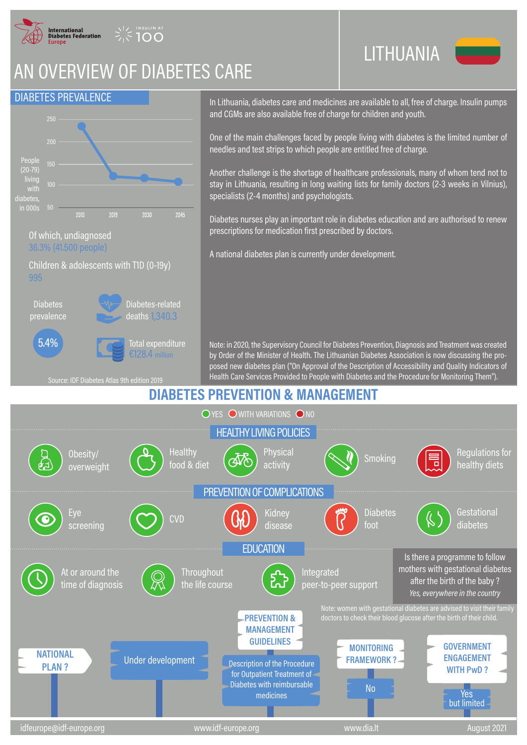International Diabetes Federation Europe | INSULIN AT 100

# AN OVERVIEW OF DIABETES CARE

# LITHUANIA

## DIABETES PREVALENCE

People (20-79) living with diabetes, in 000s

| Year | 2010 | 2019 | 2030 | 2045 |
|---|---|---|---|---|

Of which, undiagnosed
36.3% (41.500 people)

Children & adolescents with T1D (0-19y)
995

Diabetes prevalence
5.4%

Diabetes-related deaths 1,340.3

Total expenditure
€128.4 million

Source: IDF Diabetes Atlas 9th edition 2019

In Lithuania, diabetes care and medicines are available to all, free of charge. Insulin pumps and CGMs are also available free of charge for children and youth.

One of the main challenges faced by people living with diabetes is the limited number of needles and test strips to which people are entitled free of charge.

Another challenge is the shortage of healthcare professionals, many of whom tend not to stay in Lithuania, resulting in long waiting lists for family doctors (2-3 weeks in Vilnius), specialists (2-4 months) and psychologists.

Diabetes nurses play an important role in diabetes education and are authorised to renew prescriptions for medication first prescribed by doctors.

A national diabetes plan is currently under development.

Note: in 2020, the Supervisory Council for Diabetes Prevention, Diagnosis and Treatment was created by Order of the Minister of Health. The Lithuanian Diabetes Association is now discussing the proposed new diabetes plan ("On Approval of the Description of Accessibility and Quality Indicators of Health Care Services Provided to People with Diabetes and the Procedure for Monitoring Them").

## DIABETES PREVENTION & MANAGEMENT

YES / WITH VARIATIONS / NO

### HEALTHY LIVING POLICIES

| Item | Status |
|---|---|
| Obesity/ overweight | YES |
| Healthy food & diet | YES |
| Physical activity | YES |
| Smoking | YES |
| Regulations for healthy diets | NO |

### PREVENTION OF COMPLICATIONS

| Item | Status |
|---|---|
| Eye screening | YES |
| CVD | YES |
| Kidney disease | NO |
| Diabetes foot | WITH VARIATIONS |
| Gestational diabetes | YES |

### EDUCATION

| Item | Status |
|---|---|
| At or around the time of diagnosis | YES |
| Throughout the life course | YES |
| Integrated peer-to-peer support | YES |

Is there a programme to follow mothers with gestational diabetes after the birth of the baby ?
*Yes, everywhere in the country*

Note: women with gestational diabetes are advised to visit their family doctors to check their blood glucose after the birth of their child.

**NATIONAL PLAN ?** Under development

**PREVENTION & MANAGEMENT GUIDELINES** Description of the Procedure for Outpatient Treatment of Diabetes with reimbursable medicines

**MONITORING FRAMEWORK ?** No

**GOVERNMENT ENGAGEMENT WITH PwD ?** Yes but limited

idfeurope@idf-europe.org | www.idf-europe.org | www.dia.lt | August 2021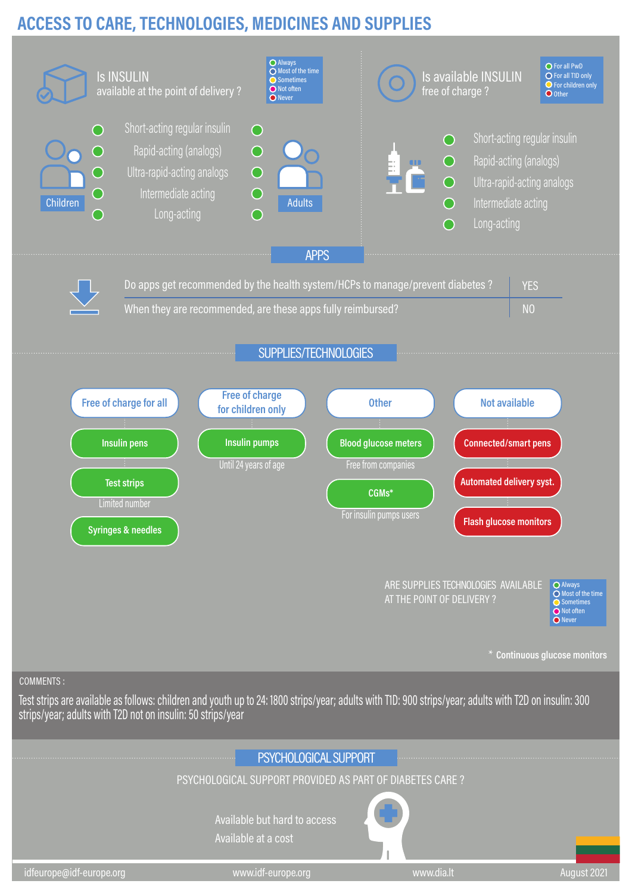# ACCESS TO CARE, TECHNOLOGIES, MEDICINES AND SUPPLIES

## Is INSULIN available at the point of delivery ?

Legend: Always / Most of the time / Sometimes / Not often / Never

| Children | Insulin type | Adults |
|---|---|---|
| Always | Short-acting regular insulin | Always |
| Always | Rapid-acting (analogs) | Always |
| Always | Ultra-rapid-acting analogs | Always |
| Always | Intermediate acting | Always |
| Always | Long-acting | Always |

## Is available INSULIN free of charge ?

Legend: For all PwD / For all T1D only / For children only / Other

| Insulin type | Status |
|---|---|
| Short-acting regular insulin | For all PwD |
| Rapid-acting (analogs) | For all PwD |
| Ultra-rapid-acting analogs | For all PwD |
| Intermediate acting | For all PwD |
| Long-acting | For all PwD |

## APPS

| Question | Answer |
|---|---|
| Do apps get recommended by the health system/HCPs to manage/prevent diabetes ? | YES |
| When they are recommended, are these apps fully reimbursed? | NO |

## SUPPLIES/TECHNOLOGIES

**Free of charge for all**
- Insulin pens
- Test strips — Limited number
- Syringes & needles

**Free of charge for children only**
- Insulin pumps — Until 24 years of age

**Other**
- Blood glucose meters — Free from companies
- CGMs* — For insulin pumps users

**Not available**
- Connected/smart pens
- Automated delivery syst.
- Flash glucose monitors

ARE SUPPLIES TECHNOLOGIES AVAILABLE AT THE POINT OF DELIVERY ?

Legend: Always / Most of the time / Sometimes / Not often / Never

\* Continuous glucose monitors

**COMMENTS :**

Test strips are available as follows: children and youth up to 24: 1800 strips/year; adults with TlD: 900 strips/year; adults with T2D on insulin: 300 strips/year; adults with T2D not on insulin: 50 strips/year

## PSYCHOLOGICAL SUPPORT

PSYCHOLOGICAL SUPPORT PROVIDED AS PART OF DIABETES CARE ?

Available but hard to access

Available at a cost

idfeurope@idf-europe.org | www.idf-europe.org | www.dia.lt | August 2021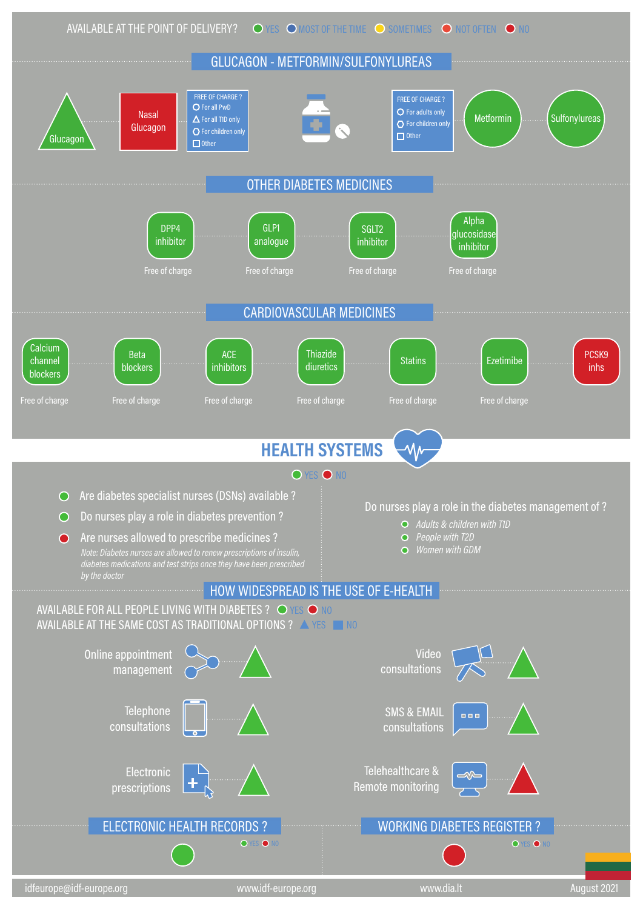AVAILABLE AT THE POINT OF DELIVERY? YES / MOST OF THE TIME / SOMETIMES / NOT OFTEN / NO

## GLUCAGON - METFORMIN/SULFONYLUREAS

Glucagon

Nasal Glucagon

FREE OF CHARGE ?
- For all PwD
- For all T1D only
- For children only
- Other

FREE OF CHARGE ?
- For adults only
- For children only
- Other

Metformin

Sulfonylureas

## OTHER DIABETES MEDICINES

DPP4 inhibitor — Free of charge

GLP1 analogue — Free of charge

SGLT2 inhibitor — Free of charge

Alpha glucosidase inhibitor — Free of charge

## CARDIOVASCULAR MEDICINES

Calcium channel blockers — Free of charge

Beta blockers — Free of charge

ACE inhibitors — Free of charge

Thiazide diuretics — Free of charge

Statins — Free of charge

Ezetimibe — Free of charge

PCSK9 inhs

# HEALTH SYSTEMS

YES / NO

- Are diabetes specialist nurses (DSNs) available ? — YES
- Do nurses play a role in diabetes prevention ? — YES
- Are nurses allowed to prescribe medicines ? — NO

*Note: Diabetes nurses are allowed to renew prescriptions of insulin, diabetes medications and test strips once they have been prescribed by the doctor*

Do nurses play a role in the diabetes management of ?
- *Adults & children with T1D* — YES
- *People with T2D* — YES
- *Women with GDM* — YES

## HOW WIDESPREAD IS THE USE OF E-HEALTH

AVAILABLE FOR ALL PEOPLE LIVING WITH DIABETES ? YES / NO
AVAILABLE AT THE SAME COST AS TRADITIONAL OPTIONS ? YES / NO

Online appointment management

Video consultations

Telephone consultations

SMS & EMAIL consultations

Electronic prescriptions

Telehealthcare & Remote monitoring

## ELECTRONIC HEALTH RECORDS ?

YES / NO

## WORKING DIABETES REGISTER ?

YES / NO

idfeurope@idf-europe.org www.idf-europe.org www.dia.lt August 2021